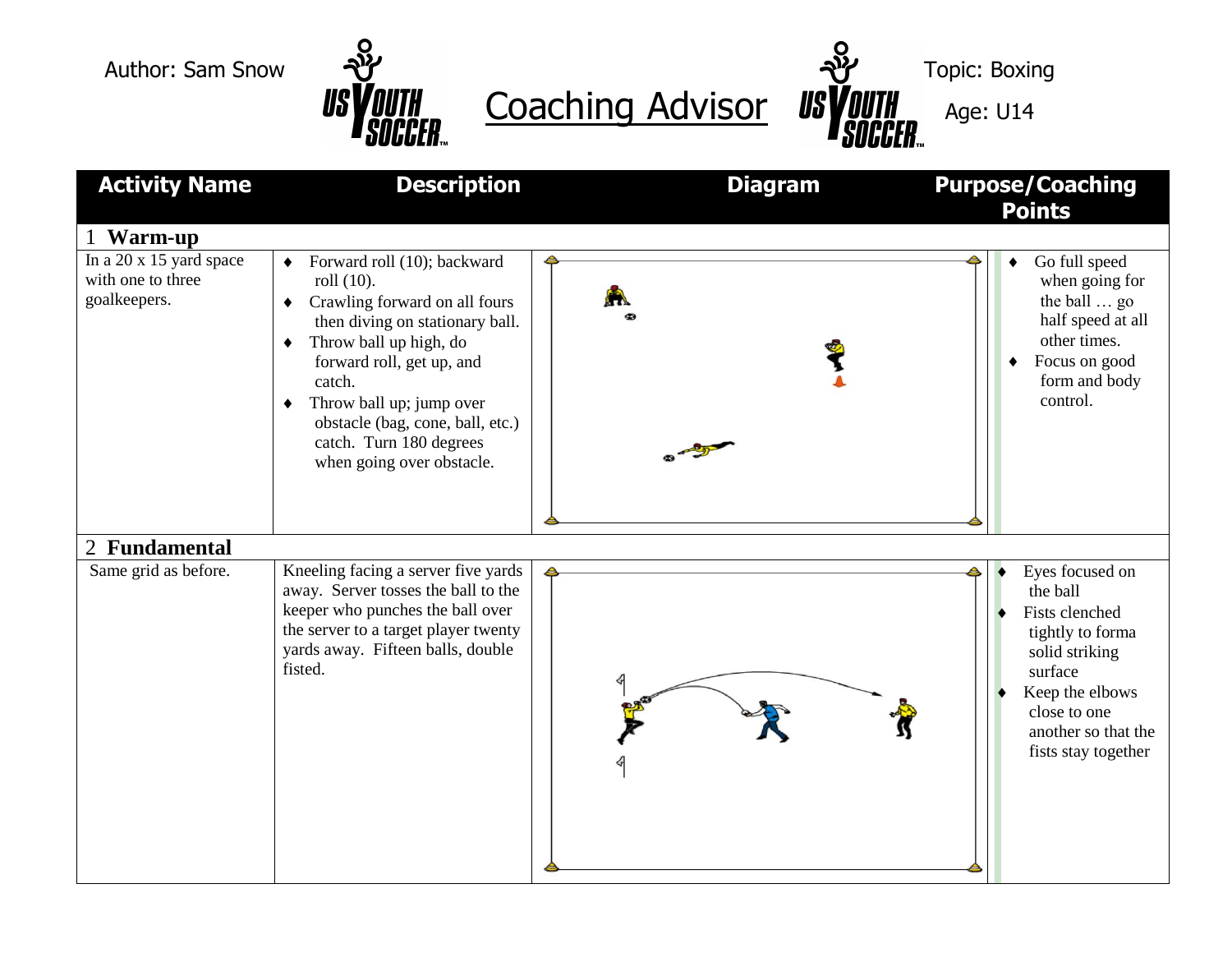Author: Sam Snow

# Coaching Advisor

Topic: Boxing

Age: U14

| Activity Name | Description | Diagram | Purpose/Coaching Points |
|---|---|---|---|
| **1 Warm-up** | | | |
| In a 20 x 15 yard space with one to three goalkeepers. | ♦ Forward roll (10); backward roll (10).<br>♦ Crawling forward on all fours then diving on stationary ball.<br>♦ Throw ball up high, do forward roll, get up, and catch.<br>♦ Throw ball up; jump over obstacle (bag, cone, ball, etc.) catch. Turn 180 degrees when going over obstacle. | | ♦ Go full speed when going for the ball … go half speed at all other times.<br>♦ Focus on good form and body control. |
| **2 Fundamental** | | | |
| Same grid as before. | Kneeling facing a server five yards away. Server tosses the ball to the keeper who punches the ball over the server to a target player twenty yards away. Fifteen balls, double fisted. | | ♦ Eyes focused on the ball<br>♦ Fists clenched tightly to forma solid striking surface<br>♦ Keep the elbows close to one another so that the fists stay together |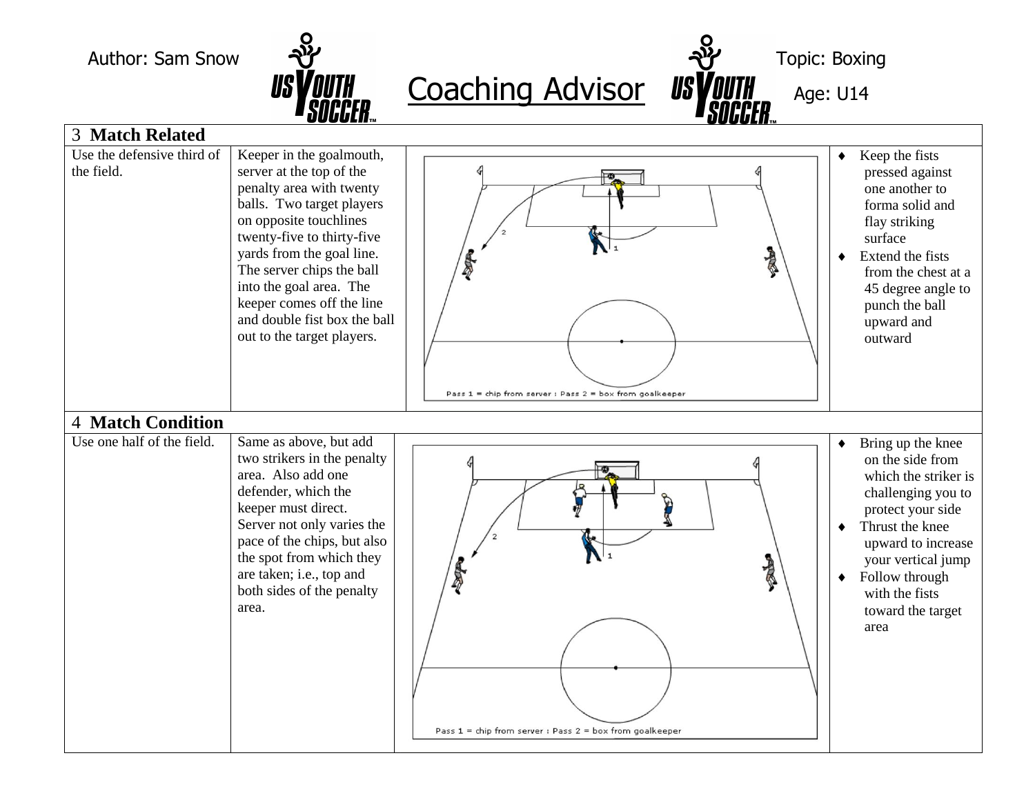Author: Sam Snow

# Coaching Advisor

Topic: Boxing

Age: U14

| 3 **Match Related** | | | |
|---|---|---|---|
| Use the defensive third of the field. | Keeper in the goalmouth, server at the top of the penalty area with twenty balls. Two target players on opposite touchlines twenty-five to thirty-five yards from the goal line. The server chips the ball into the goal area. The keeper comes off the line and double fist box the ball out to the target players. | Pass 1 = chip from server : Pass 2 = box from goalkeeper | ♦ Keep the fists pressed against one another to forma solid and flay striking surface<br>♦ Extend the fists from the chest at a 45 degree angle to punch the ball upward and outward |
| 4 **Match Condition** | | | |
| Use one half of the field. | Same as above, but add two strikers in the penalty area. Also add one defender, which the keeper must direct. Server not only varies the pace of the chips, but also the spot from which they are taken; i.e., top and both sides of the penalty area. | Pass 1 = chip from server : Pass 2 = box from goalkeeper | ♦ Bring up the knee on the side from which the striker is challenging you to protect your side<br>♦ Thrust the knee upward to increase your vertical jump<br>♦ Follow through with the fists toward the target area |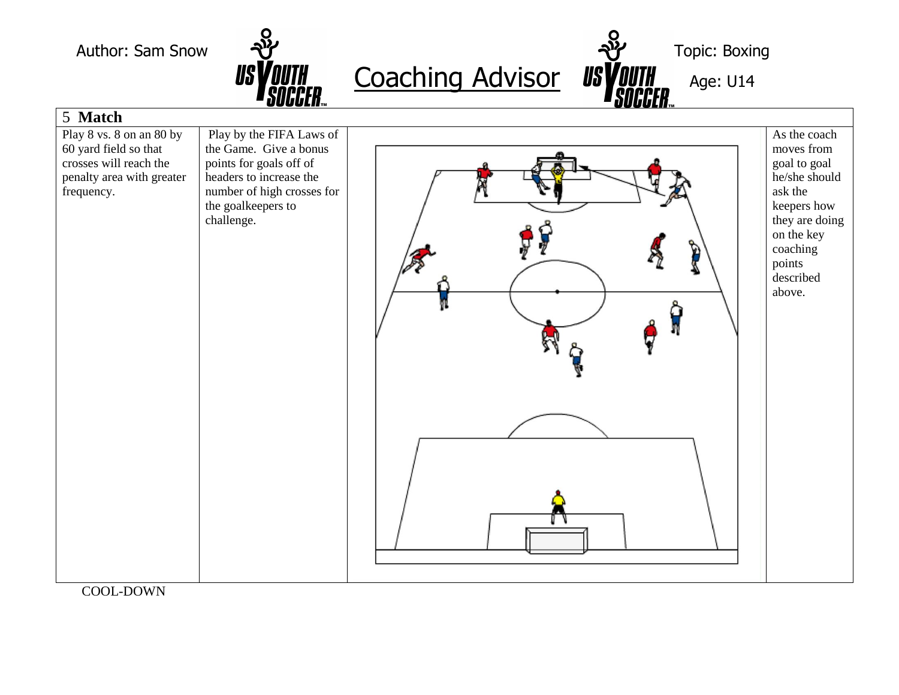# 5 Match

| | | | |
|---|---|---|---|
| Play 8 vs. 8 on an 80 by 60 yard field so that crosses will reach the penalty area with greater frequency. | Play by the FIFA Laws of the Game. Give a bonus points for goals off of headers to increase the number of high crosses for the goalkeepers to challenge. | | As the coach moves from goal to goal he/she should ask the keepers how they are doing on the key coaching points described above. |

COOL-DOWN